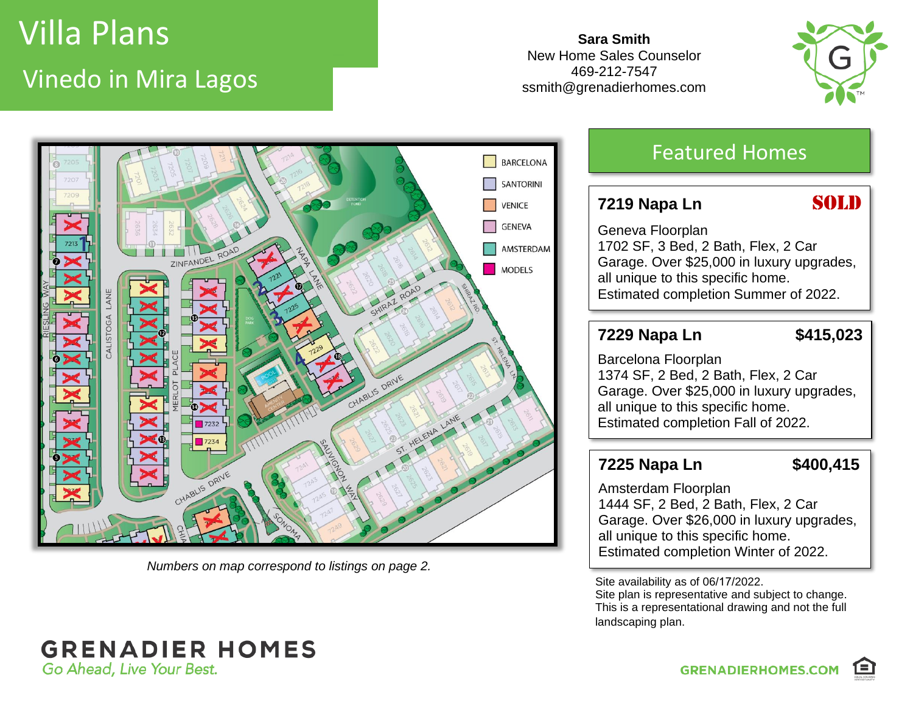# Villa Plans

## Vinedo in Mira Lagos

**Sara Smith**
New Home Sales Counselor
469-212-7547
ssmith@grenadierhomes.com

BARCELONA
SANTORINI
VENICE
GENEVA
AMSTERDAM
MODELS

*Numbers on map correspond to listings on page 2.*

## Featured Homes

### 7219 Napa Ln — SOLD

Geneva Floorplan
1702 SF, 3 Bed, 2 Bath, Flex, 2 Car Garage. Over $25,000 in luxury upgrades, all unique to this specific home.
Estimated completion Summer of 2022.

### 7229 Napa Ln — $415,023

Barcelona Floorplan
1374 SF, 2 Bed, 2 Bath, Flex, 2 Car Garage. Over $25,000 in luxury upgrades, all unique to this specific home.
Estimated completion Fall of 2022.

### 7225 Napa Ln — $400,415

Amsterdam Floorplan
1444 SF, 2 Bed, 2 Bath, Flex, 2 Car Garage. Over $26,000 in luxury upgrades, all unique to this specific home.
Estimated completion Winter of 2022.

Site availability as of 06/17/2022.
Site plan is representative and subject to change.
This is a representational drawing and not the full landscaping plan.

**GRENADIER HOMES**
*Go Ahead, Live Your Best.*

GRENADIERHOMES.COM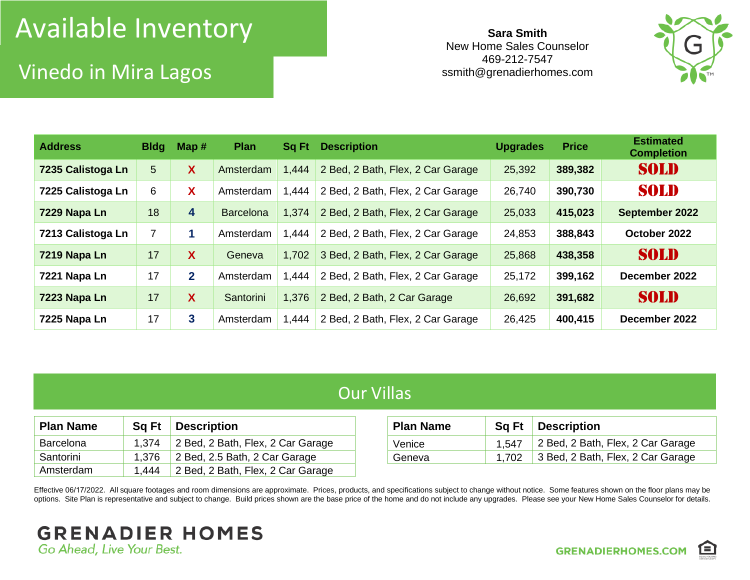# Available Inventory

## Vinedo in Mira Lagos

**Sara Smith**
New Home Sales Counselor
469-212-7547
ssmith@grenadierhomes.com

| Address | Bldg | Map # | Plan | Sq Ft | Description | Upgrades | Price | Estimated Completion |
|---|---|---|---|---|---|---|---|---|
| **7235 Calistoga Ln** | 5 | X | Amsterdam | 1,444 | 2 Bed, 2 Bath, Flex, 2 Car Garage | 25,392 | **389,382** | SOLD |
| **7225 Calistoga Ln** | 6 | X | Amsterdam | 1,444 | 2 Bed, 2 Bath, Flex, 2 Car Garage | 26,740 | **390,730** | SOLD |
| **7229 Napa Ln** | 18 | 4 | Barcelona | 1,374 | 2 Bed, 2 Bath, Flex, 2 Car Garage | 25,033 | **415,023** | **September 2022** |
| **7213 Calistoga Ln** | 7 | 1 | Amsterdam | 1,444 | 2 Bed, 2 Bath, Flex, 2 Car Garage | 24,853 | **388,843** | **October 2022** |
| **7219 Napa Ln** | 17 | X | Geneva | 1,702 | 3 Bed, 2 Bath, Flex, 2 Car Garage | 25,868 | **438,358** | SOLD |
| **7221 Napa Ln** | 17 | 2 | Amsterdam | 1,444 | 2 Bed, 2 Bath, Flex, 2 Car Garage | 25,172 | **399,162** | **December 2022** |
| **7223 Napa Ln** | 17 | X | Santorini | 1,376 | 2 Bed, 2 Bath, 2 Car Garage | 26,692 | **391,682** | SOLD |
| **7225 Napa Ln** | 17 | 3 | Amsterdam | 1,444 | 2 Bed, 2 Bath, Flex, 2 Car Garage | 26,425 | **400,415** | **December 2022** |

## Our Villas

| Plan Name | Sq Ft | Description |
|---|---|---|
| Barcelona | 1,374 | 2 Bed, 2 Bath, Flex, 2 Car Garage |
| Santorini | 1,376 | 2 Bed, 2.5 Bath, 2 Car Garage |
| Amsterdam | 1,444 | 2 Bed, 2 Bath, Flex, 2 Car Garage |

| Plan Name | Sq Ft | Description |
|---|---|---|
| Venice | 1,547 | 2 Bed, 2 Bath, Flex, 2 Car Garage |
| Geneva | 1,702 | 3 Bed, 2 Bath, Flex, 2 Car Garage |

Effective 06/17/2022. All square footages and room dimensions are approximate. Prices, products, and specifications subject to change without notice. Some features shown on the floor plans may be options. Site Plan is representative and subject to change. Build prices shown are the base price of the home and do not include any upgrades. Please see your New Home Sales Counselor for details.

**GRENADIER HOMES**
*Go Ahead, Live Your Best.*

GRENADIERHOMES.COM